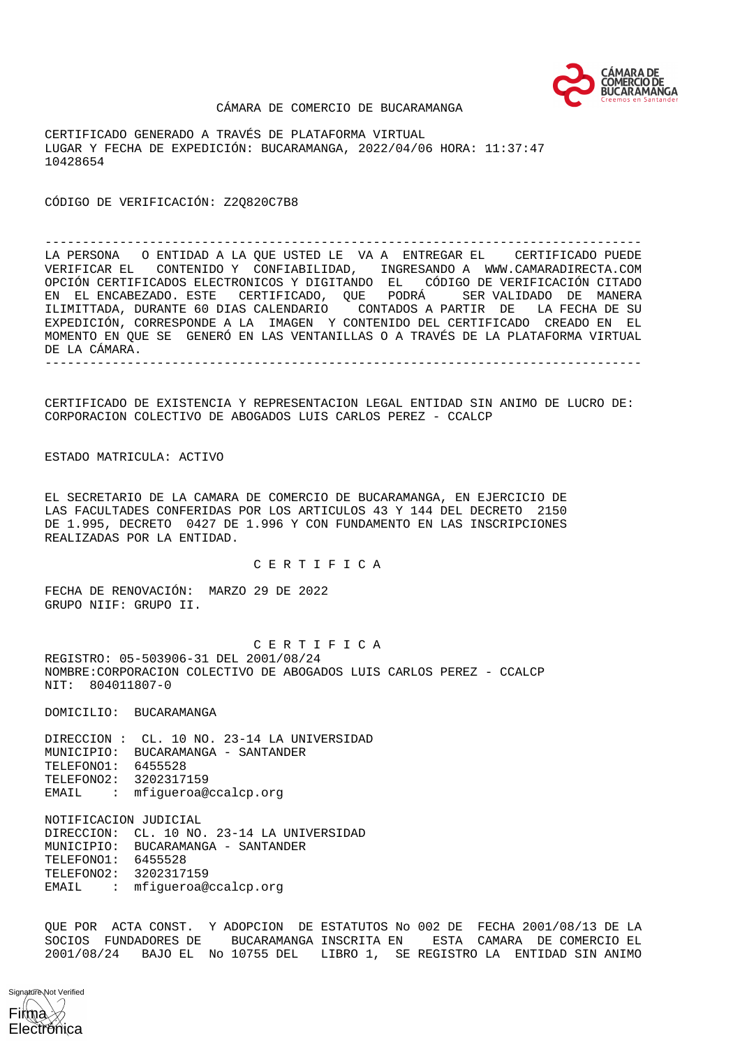CÁMARA DE COMERCIO DE BUCARAMANGA

CERTIFICADO GENERADO A TRAVÉS DE PLATAFORMA VIRTUAL
LUGAR Y FECHA DE EXPEDICIÓN: BUCARAMANGA, 2022/04/06 HORA: 11:37:47
10428654

CÓDIGO DE VERIFICACIÓN: Z2Q820C7B8

---

LA PERSONA O ENTIDAD A LA QUE USTED LE VA A ENTREGAR EL CERTIFICADO PUEDE VERIFICAR EL CONTENIDO Y CONFIABILIDAD, INGRESANDO A WWW.CAMARADIRECTA.COM OPCIÓN CERTIFICADOS ELECTRONICOS Y DIGITANDO EL CÓDIGO DE VERIFICACIÓN CITADO EN EL ENCABEZADO. ESTE CERTIFICADO, QUE PODRÁ SER VALIDADO DE MANERA ILIMITTADA, DURANTE 60 DIAS CALENDARIO CONTADOS A PARTIR DE LA FECHA DE SU EXPEDICIÓN, CORRESPONDE A LA IMAGEN Y CONTENIDO DEL CERTIFICADO CREADO EN EL MOMENTO EN QUE SE GENERÓ EN LAS VENTANILLAS O A TRAVÉS DE LA PLATAFORMA VIRTUAL DE LA CÁMARA.

---

CERTIFICADO DE EXISTENCIA Y REPRESENTACION LEGAL ENTIDAD SIN ANIMO DE LUCRO DE:
CORPORACION COLECTIVO DE ABOGADOS LUIS CARLOS PEREZ - CCALCP

ESTADO MATRICULA: ACTIVO

EL SECRETARIO DE LA CAMARA DE COMERCIO DE BUCARAMANGA, EN EJERCICIO DE LAS FACULTADES CONFERIDAS POR LOS ARTICULOS 43 Y 144 DEL DECRETO 2150 DE 1.995, DECRETO 0427 DE 1.996 Y CON FUNDAMENTO EN LAS INSCRIPCIONES REALIZADAS POR LA ENTIDAD.

C E R T I F I C A

FECHA DE RENOVACIÓN: MARZO 29 DE 2022
GRUPO NIIF: GRUPO II.

C E R T I F I C A

REGISTRO: 05-503906-31 DEL 2001/08/24
NOMBRE:CORPORACION COLECTIVO DE ABOGADOS LUIS CARLOS PEREZ - CCALCP
NIT: 804011807-0

DOMICILIO: BUCARAMANGA

DIRECCION : CL. 10 NO. 23-14 LA UNIVERSIDAD
MUNICIPIO: BUCARAMANGA - SANTANDER
TELEFONO1: 6455528
TELEFONO2: 3202317159
EMAIL : mfigueroa@ccalcp.org

NOTIFICACION JUDICIAL
DIRECCION: CL. 10 NO. 23-14 LA UNIVERSIDAD
MUNICIPIO: BUCARAMANGA - SANTANDER
TELEFONO1: 6455528
TELEFONO2: 3202317159
EMAIL : mfigueroa@ccalcp.org

QUE POR ACTA CONST. Y ADOPCION DE ESTATUTOS No 002 DE FECHA 2001/08/13 DE LA SOCIOS FUNDADORES DE BUCARAMANGA INSCRITA EN ESTA CAMARA DE COMERCIO EL 2001/08/24 BAJO EL No 10755 DEL LIBRO 1, SE REGISTRO LA ENTIDAD SIN ANIMO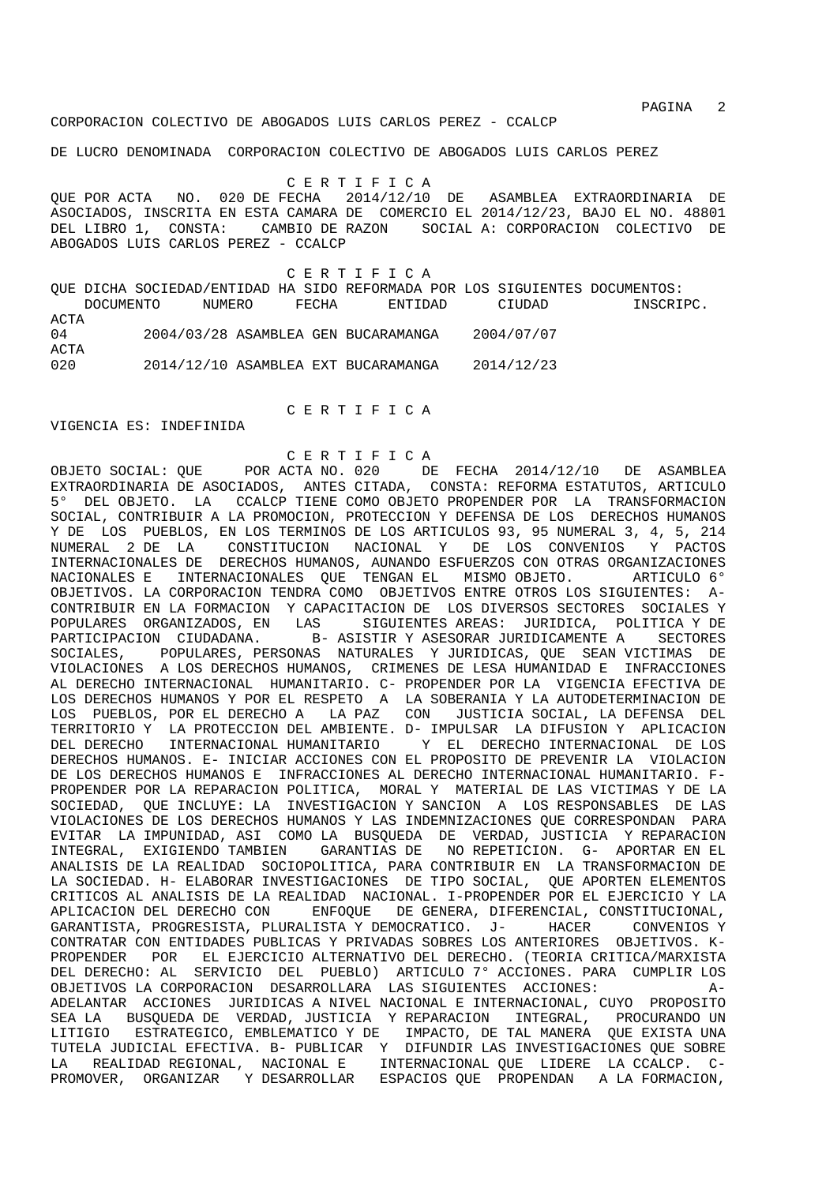DE LUCRO DENOMINADA CORPORACION COLECTIVO DE ABOGADOS LUIS CARLOS PEREZ

C E R T I F I C A

QUE POR ACTA NO. 020 DE FECHA 2014/12/10 DE ASAMBLEA EXTRAORDINARIA DE ASOCIADOS, INSCRITA EN ESTA CAMARA DE COMERCIO EL 2014/12/23, BAJO EL NO. 48801 DEL LIBRO 1, CONSTA: CAMBIO DE RAZON SOCIAL A: CORPORACION COLECTIVO DE ABOGADOS LUIS CARLOS PEREZ - CCALCP

C E R T I F I C A

QUE DICHA SOCIEDAD/ENTIDAD HA SIDO REFORMADA POR LOS SIGUIENTES DOCUMENTOS:

| DOCUMENTO | NUMERO | FECHA | ENTIDAD | CIUDAD | INSCRIPC. |
|---|---|---|---|---|---|
| ACTA | 04 | 2004/03/28 | ASAMBLEA GEN | BUCARAMANGA | 2004/07/07 |
| ACTA | 020 | 2014/12/10 | ASAMBLEA EXT | BUCARAMANGA | 2014/12/23 |

C E R T I F I C A

VIGENCIA ES: INDEFINIDA

C E R T I F I C A

OBJETO SOCIAL: QUE POR ACTA NO. 020 DE FECHA 2014/12/10 DE ASAMBLEA EXTRAORDINARIA DE ASOCIADOS, ANTES CITADA, CONSTA: REFORMA ESTATUTOS, ARTICULO 5° DEL OBJETO. LA CCALCP TIENE COMO OBJETO PROPENDER POR LA TRANSFORMACION SOCIAL, CONTRIBUIR A LA PROMOCION, PROTECCION Y DEFENSA DE LOS DERECHOS HUMANOS Y DE LOS PUEBLOS, EN LOS TERMINOS DE LOS ARTICULOS 93, 95 NUMERAL 3, 4, 5, 214 NUMERAL 2 DE LA CONSTITUCION NACIONAL Y DE LOS CONVENIOS Y PACTOS INTERNACIONALES DE DERECHOS HUMANOS, AUNANDO ESFUERZOS CON OTRAS ORGANIZACIONES NACIONALES E INTERNACIONALES QUE TENGAN EL MISMO OBJETO. ARTICULO 6° OBJETIVOS. LA CORPORACION TENDRA COMO OBJETIVOS ENTRE OTROS LOS SIGUIENTES: A- CONTRIBUIR EN LA FORMACION Y CAPACITACION DE LOS DIVERSOS SECTORES SOCIALES Y POPULARES ORGANIZADOS, EN LAS SIGUIENTES AREAS: JURIDICA, POLITICA Y DE PARTICIPACION CIUDADANA. B- ASISTIR Y ASESORAR JURIDICAMENTE A SECTORES SOCIALES, POPULARES, PERSONAS NATURALES Y JURIDICAS, QUE SEAN VICTIMAS DE VIOLACIONES A LOS DERECHOS HUMANOS, CRIMENES DE LESA HUMANIDAD E INFRACCIONES AL DERECHO INTERNACIONAL HUMANITARIO. C- PROPENDER POR LA VIGENCIA EFECTIVA DE LOS DERECHOS HUMANOS Y POR EL RESPETO A LA SOBERANIA Y LA AUTODETERMINACION DE LOS PUEBLOS, POR EL DERECHO A LA PAZ CON JUSTICIA SOCIAL, LA DEFENSA DEL TERRITORIO Y LA PROTECCION DEL AMBIENTE. D- IMPULSAR LA DIFUSION Y APLICACION DEL DERECHO INTERNACIONAL HUMANITARIO Y EL DERECHO INTERNACIONAL DE LOS DERECHOS HUMANOS. E- INICIAR ACCIONES CON EL PROPOSITO DE PREVENIR LA VIOLACION DE LOS DERECHOS HUMANOS E INFRACCIONES AL DERECHO INTERNACIONAL HUMANITARIO. F- PROPENDER POR LA REPARACION POLITICA, MORAL Y MATERIAL DE LAS VICTIMAS Y DE LA SOCIEDAD, QUE INCLUYE: LA INVESTIGACION Y SANCION A LOS RESPONSABLES DE LAS VIOLACIONES DE LOS DERECHOS HUMANOS Y LAS INDEMNIZACIONES QUE CORRESPONDAN PARA EVITAR LA IMPUNIDAD, ASI COMO LA BUSQUEDA DE VERDAD, JUSTICIA Y REPARACION INTEGRAL, EXIGIENDO TAMBIEN GARANTIAS DE NO REPETICION. G- APORTAR EN EL ANALISIS DE LA REALIDAD SOCIOPOLITICA, PARA CONTRIBUIR EN LA TRANSFORMACION DE LA SOCIEDAD. H- ELABORAR INVESTIGACIONES DE TIPO SOCIAL, QUE APORTEN ELEMENTOS CRITICOS AL ANALISIS DE LA REALIDAD NACIONAL. I-PROPENDER POR EL EJERCICIO Y LA APLICACION DEL DERECHO CON ENFOQUE DE GENERA, DIFERENCIAL, CONSTITUCIONAL, GARANTISTA, PROGRESISTA, PLURALISTA Y DEMOCRATICO. J- HACER CONVENIOS Y CONTRATAR CON ENTIDADES PUBLICAS Y PRIVADAS SOBRES LOS ANTERIORES OBJETIVOS. K- PROPENDER POR EL EJERCICIO ALTERNATIVO DEL DERECHO. (TEORIA CRITICA/MARXISTA DEL DERECHO: AL SERVICIO DEL PUEBLO) ARTICULO 7° ACCIONES. PARA CUMPLIR LOS OBJETIVOS LA CORPORACION DESARROLLARA LAS SIGUIENTES ACCIONES: A- ADELANTAR ACCIONES JURIDICAS A NIVEL NACIONAL E INTERNACIONAL, CUYO PROPOSITO SEA LA BUSQUEDA DE VERDAD, JUSTICIA Y REPARACION INTEGRAL, PROCURANDO UN LITIGIO ESTRATEGICO, EMBLEMATICO Y DE IMPACTO, DE TAL MANERA QUE EXISTA UNA TUTELA JUDICIAL EFECTIVA. B- PUBLICAR Y DIFUNDIR LAS INVESTIGACIONES QUE SOBRE LA REALIDAD REGIONAL, NACIONAL E INTERNACIONAL QUE LIDERE LA CCALCP. C- PROMOVER, ORGANIZAR Y DESARROLLAR ESPACIOS QUE PROPENDAN A LA FORMACION,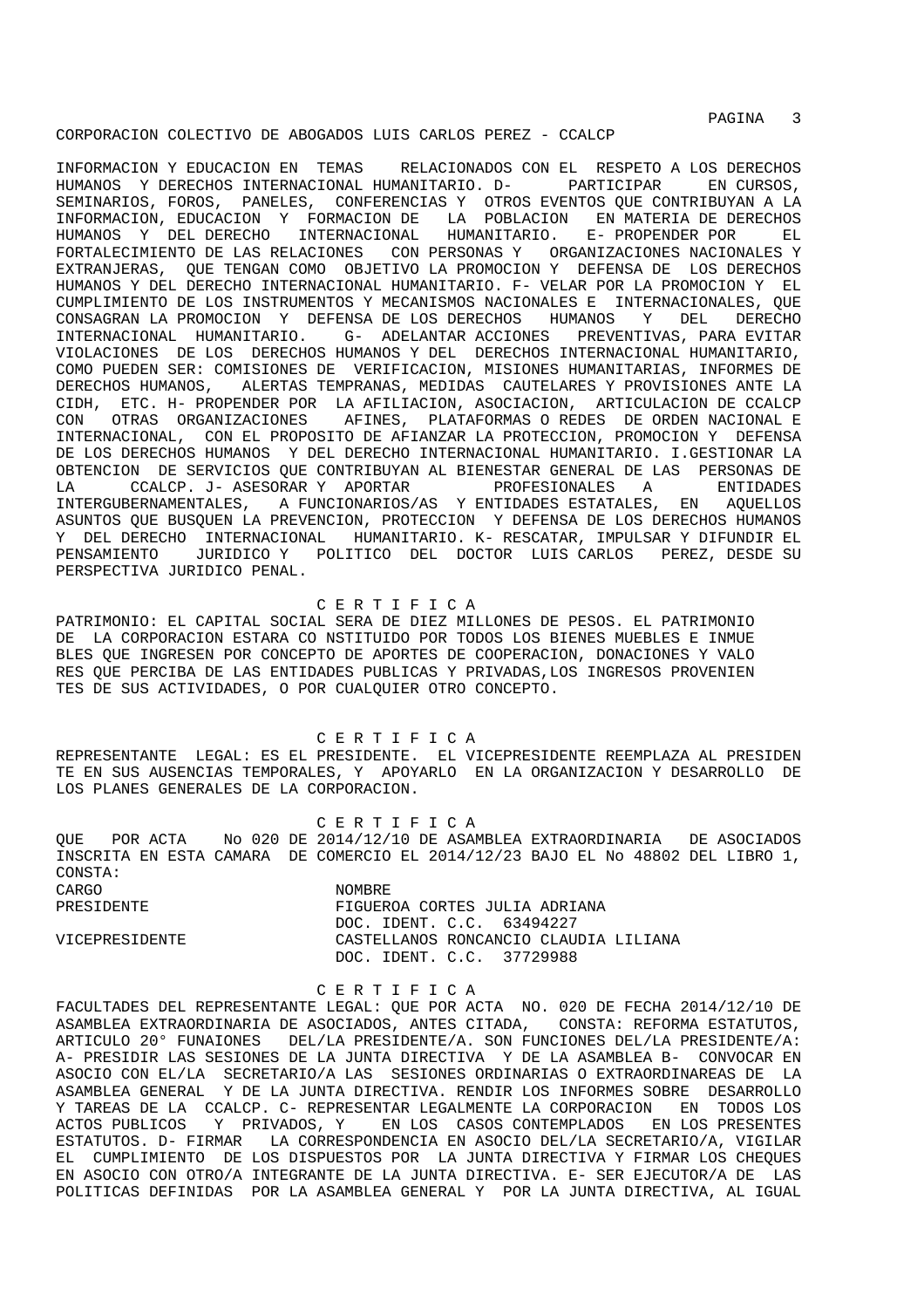CORPORACION COLECTIVO DE ABOGADOS LUIS CARLOS PEREZ - CCALCP

INFORMACION Y EDUCACION EN TEMAS RELACIONADOS CON EL RESPETO A LOS DERECHOS HUMANOS Y DERECHOS INTERNACIONAL HUMANITARIO. D- PARTICIPAR EN CURSOS, SEMINARIOS, FOROS, PANELES, CONFERENCIAS Y OTROS EVENTOS QUE CONTRIBUYAN A LA INFORMACION, EDUCACION Y FORMACION DE LA POBLACION EN MATERIA DE DERECHOS HUMANOS Y DEL DERECHO INTERNACIONAL HUMANITARIO. E- PROPENDER POR EL FORTALECIMIENTO DE LAS RELACIONES CON PERSONAS Y ORGANIZACIONES NACIONALES Y EXTRANJERAS, QUE TENGAN COMO OBJETIVO LA PROMOCION Y DEFENSA DE LOS DERECHOS HUMANOS Y DEL DERECHO INTERNACIONAL HUMANITARIO. F- VELAR POR LA PROMOCION Y EL CUMPLIMIENTO DE LOS INSTRUMENTOS Y MECANISMOS NACIONALES E INTERNACIONALES, QUE CONSAGRAN LA PROMOCION Y DEFENSA DE LOS DERECHOS HUMANOS Y DEL DERECHO INTERNACIONAL HUMANITARIO. G- ADELANTAR ACCIONES PREVENTIVAS, PARA EVITAR VIOLACIONES DE LOS DERECHOS HUMANOS Y DEL DERECHOS INTERNACIONAL HUMANITARIO, COMO PUEDEN SER: COMISIONES DE VERIFICACION, MISIONES HUMANITARIAS, INFORMES DE DERECHOS HUMANOS, ALERTAS TEMPRANAS, MEDIDAS CAUTELARES Y PROVISIONES ANTE LA CIDH, ETC. H- PROPENDER POR LA AFILIACION, ASOCIACION, ARTICULACION DE CCALCP CON OTRAS ORGANIZACIONES AFINES, PLATAFORMAS O REDES DE ORDEN NACIONAL E INTERNACIONAL, CON EL PROPOSITO DE AFIANZAR LA PROTECCION, PROMOCION Y DEFENSA DE LOS DERECHOS HUMANOS Y DEL DERECHO INTERNACIONAL HUMANITARIO. I.GESTIONAR LA OBTENCION DE SERVICIOS QUE CONTRIBUYAN AL BIENESTAR GENERAL DE LAS PERSONAS DE LA CCALCP. J- ASESORAR Y APORTAR PROFESIONALES A ENTIDADES INTERGUBERNAMENTALES, A FUNCIONARIOS/AS Y ENTIDADES ESTATALES, EN AQUELLOS ASUNTOS QUE BUSQUEN LA PREVENCION, PROTECCION Y DEFENSA DE LOS DERECHOS HUMANOS Y DEL DERECHO INTERNACIONAL HUMANITARIO. K- RESCATAR, IMPULSAR Y DIFUNDIR EL PENSAMIENTO JURIDICO Y POLITICO DEL DOCTOR LUIS CARLOS PEREZ, DESDE SU PERSPECTIVA JURIDICO PENAL.

C E R T I F I C A

PATRIMONIO: EL CAPITAL SOCIAL SERA DE DIEZ MILLONES DE PESOS. EL PATRIMONIO DE LA CORPORACION ESTARA CO NSTITUIDO POR TODOS LOS BIENES MUEBLES E INMUEBLES QUE INGRESEN POR CONCEPTO DE APORTES DE COOPERACION, DONACIONES Y VALORES QUE PERCIBA DE LAS ENTIDADES PUBLICAS Y PRIVADAS,LOS INGRESOS PROVENIENTES DE SUS ACTIVIDADES, O POR CUALQUIER OTRO CONCEPTO.

C E R T I F I C A

REPRESENTANTE LEGAL: ES EL PRESIDENTE. EL VICEPRESIDENTE REEMPLAZA AL PRESIDENTE EN SUS AUSENCIAS TEMPORALES, Y APOYARLO EN LA ORGANIZACION Y DESARROLLO DE LOS PLANES GENERALES DE LA CORPORACION.

C E R T I F I C A

QUE POR ACTA No 020 DE 2014/12/10 DE ASAMBLEA EXTRAORDINARIA DE ASOCIADOS INSCRITA EN ESTA CAMARA DE COMERCIO EL 2014/12/23 BAJO EL No 48802 DEL LIBRO 1, CONSTA:

| CARGO | NOMBRE |
|---|---|
| PRESIDENTE | FIGUEROA CORTES JULIA ADRIANA<br>DOC. IDENT. C.C. 63494227 |
| VICEPRESIDENTE | CASTELLANOS RONCANCIO CLAUDIA LILIANA<br>DOC. IDENT. C.C. 37729988 |

C E R T I F I C A

FACULTADES DEL REPRESENTANTE LEGAL: QUE POR ACTA NO. 020 DE FECHA 2014/12/10 DE ASAMBLEA EXTRAORDINARIA DE ASOCIADOS, ANTES CITADA, CONSTA: REFORMA ESTATUTOS, ARTICULO 20° FUNAIONES DEL/LA PRESIDENTE/A. SON FUNCIONES DEL/LA PRESIDENTE/A: A- PRESIDIR LAS SESIONES DE LA JUNTA DIRECTIVA Y DE LA ASAMBLEA B- CONVOCAR EN ASOCIO CON EL/LA SECRETARIO/A LAS SESIONES ORDINARIAS O EXTRAORDINAREAS DE LA ASAMBLEA GENERAL Y DE LA JUNTA DIRECTIVA. RENDIR LOS INFORMES SOBRE DESARROLLO Y TAREAS DE LA CCALCP. C- REPRESENTAR LEGALMENTE LA CORPORACION EN TODOS LOS ACTOS PUBLICOS Y PRIVADOS, Y EN LOS CASOS CONTEMPLADOS EN LOS PRESENTES ESTATUTOS. D- FIRMAR LA CORRESPONDENCIA EN ASOCIO DEL/LA SECRETARIO/A, VIGILAR EL CUMPLIMIENTO DE LOS DISPUESTOS POR LA JUNTA DIRECTIVA Y FIRMAR LOS CHEQUES EN ASOCIO CON OTRO/A INTEGRANTE DE LA JUNTA DIRECTIVA. E- SER EJECUTOR/A DE LAS POLITICAS DEFINIDAS POR LA ASAMBLEA GENERAL Y POR LA JUNTA DIRECTIVA, AL IGUAL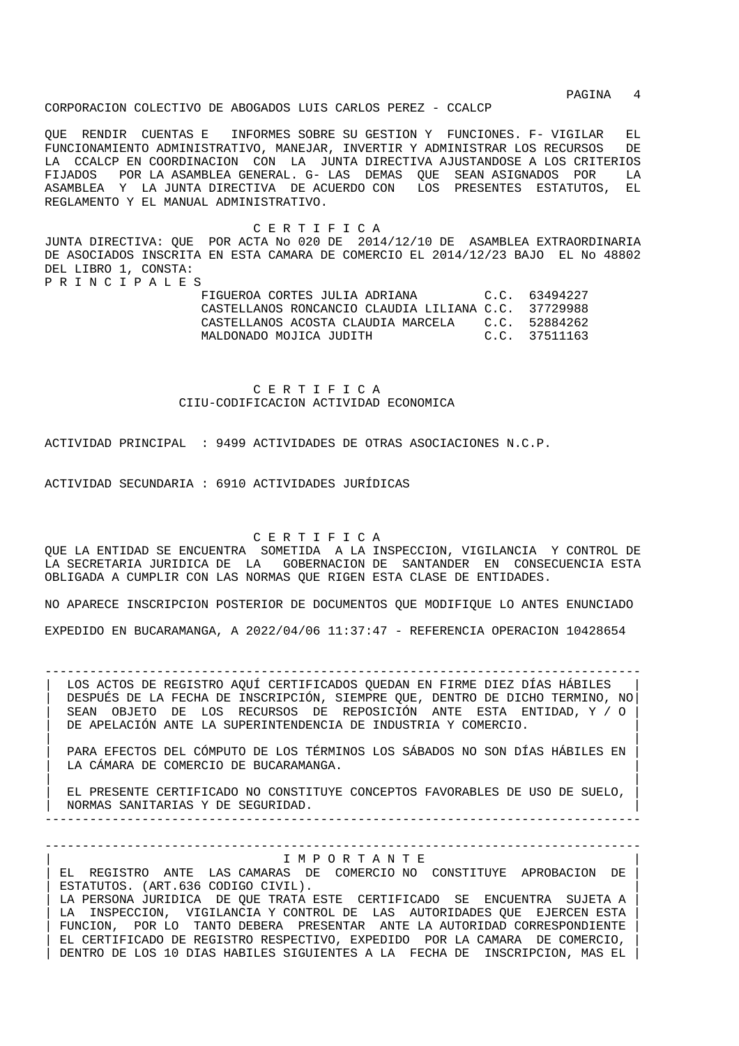QUE RENDIR CUENTAS E INFORMES SOBRE SU GESTION Y FUNCIONES. F- VIGILAR EL FUNCIONAMIENTO ADMINISTRATIVO, MANEJAR, INVERTIR Y ADMINISTRAR LOS RECURSOS DE LA CCALCP EN COORDINACION CON LA JUNTA DIRECTIVA AJUSTANDOSE A LOS CRITERIOS FIJADOS POR LA ASAMBLEA GENERAL. G- LAS DEMAS QUE SEAN ASIGNADOS POR LA ASAMBLEA Y LA JUNTA DIRECTIVA DE ACUERDO CON LOS PRESENTES ESTATUTOS, EL REGLAMENTO Y EL MANUAL ADMINISTRATIVO.

C E R T I F I C A

JUNTA DIRECTIVA: QUE POR ACTA No 020 DE 2014/12/10 DE ASAMBLEA EXTRAORDINARIA DE ASOCIADOS INSCRITA EN ESTA CAMARA DE COMERCIO EL 2014/12/23 BAJO EL No 48802 DEL LIBRO 1, CONSTA:

P R I N C I P A L E S

| Nombre | Identificación |
|---|---|
| FIGUEROA CORTES JULIA ADRIANA | C.C. 63494227 |
| CASTELLANOS RONCANCIO CLAUDIA LILIANA | C.C. 37729988 |
| CASTELLANOS ACOSTA CLAUDIA MARCELA | C.C. 52884262 |
| MALDONADO MOJICA JUDITH | C.C. 37511163 |

C E R T I F I C A

CIIU-CODIFICACION ACTIVIDAD ECONOMICA

ACTIVIDAD PRINCIPAL : 9499 ACTIVIDADES DE OTRAS ASOCIACIONES N.C.P.

ACTIVIDAD SECUNDARIA : 6910 ACTIVIDADES JURÍDICAS

C E R T I F I C A

QUE LA ENTIDAD SE ENCUENTRA SOMETIDA A LA INSPECCION, VIGILANCIA Y CONTROL DE LA SECRETARIA JURIDICA DE LA GOBERNACION DE SANTANDER EN CONSECUENCIA ESTA OBLIGADA A CUMPLIR CON LAS NORMAS QUE RIGEN ESTA CLASE DE ENTIDADES.

NO APARECE INSCRIPCION POSTERIOR DE DOCUMENTOS QUE MODIFIQUE LO ANTES ENUNCIADO

EXPEDIDO EN BUCARAMANGA, A 2022/04/06 11:37:47 - REFERENCIA OPERACION 10428654

---

LOS ACTOS DE REGISTRO AQUÍ CERTIFICADOS QUEDAN EN FIRME DIEZ DÍAS HÁBILES DESPUÉS DE LA FECHA DE INSCRIPCIÓN, SIEMPRE QUE, DENTRO DE DICHO TERMINO, NO SEAN OBJETO DE LOS RECURSOS DE REPOSICIÓN ANTE ESTA ENTIDAD, Y / O DE APELACIÓN ANTE LA SUPERINTENDENCIA DE INDUSTRIA Y COMERCIO.

PARA EFECTOS DEL CÓMPUTO DE LOS TÉRMINOS LOS SÁBADOS NO SON DÍAS HÁBILES EN LA CÁMARA DE COMERCIO DE BUCARAMANGA.

EL PRESENTE CERTIFICADO NO CONSTITUYE CONCEPTOS FAVORABLES DE USO DE SUELO, NORMAS SANITARIAS Y DE SEGURIDAD.

---

I M P O R T A N T E

EL REGISTRO ANTE LAS CAMARAS DE COMERCIO NO CONSTITUYE APROBACION DE ESTATUTOS. (ART.636 CODIGO CIVIL).
LA PERSONA JURIDICA DE QUE TRATA ESTE CERTIFICADO SE ENCUENTRA SUJETA A LA INSPECCION, VIGILANCIA Y CONTROL DE LAS AUTORIDADES QUE EJERCEN ESTA FUNCION, POR LO TANTO DEBERA PRESENTAR ANTE LA AUTORIDAD CORRESPONDIENTE EL CERTIFICADO DE REGISTRO RESPECTIVO, EXPEDIDO POR LA CAMARA DE COMERCIO, DENTRO DE LOS 10 DIAS HABILES SIGUIENTES A LA FECHA DE INSCRIPCION, MAS EL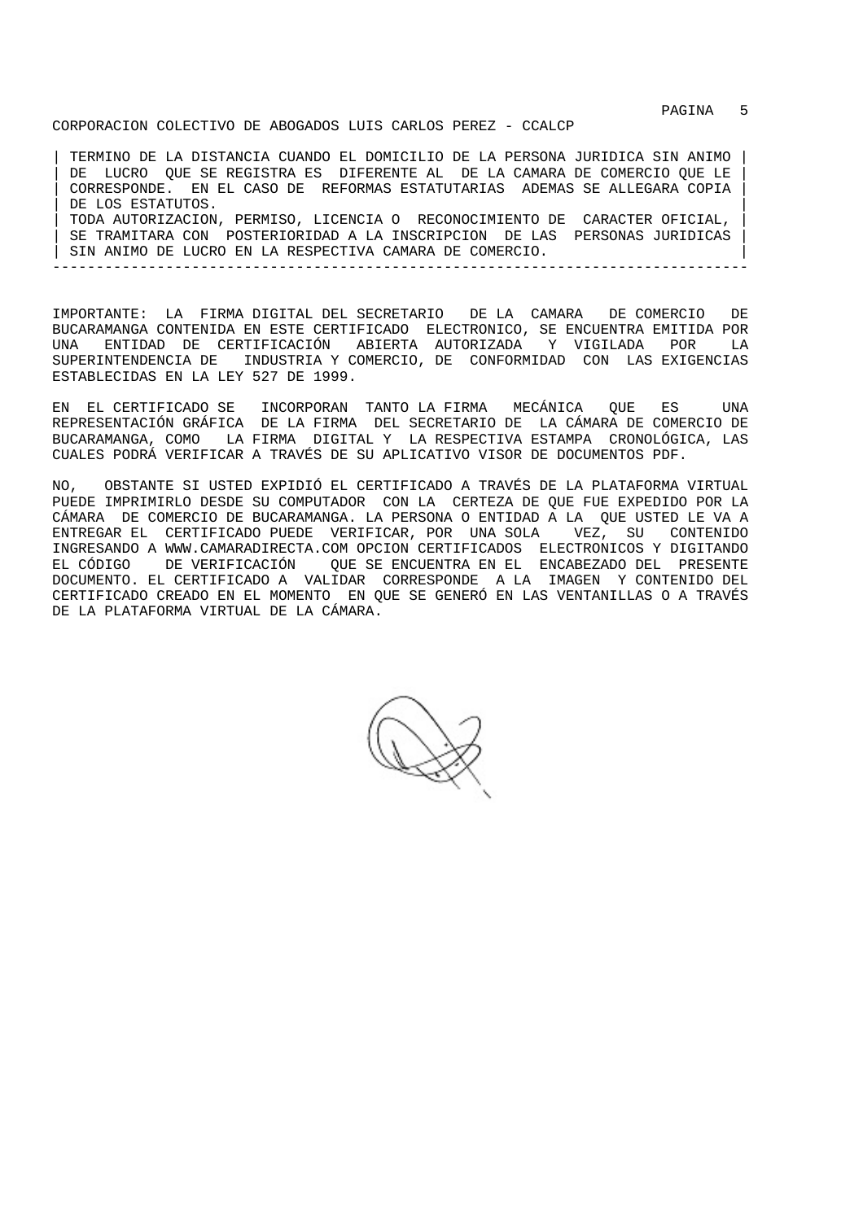CORPORACION COLECTIVO DE ABOGADOS LUIS CARLOS PEREZ - CCALCP

TERMINO DE LA DISTANCIA CUANDO EL DOMICILIO DE LA PERSONA JURIDICA SIN ANIMO DE LUCRO QUE SE REGISTRA ES DIFERENTE AL DE LA CAMARA DE COMERCIO QUE LE CORRESPONDE. EN EL CASO DE REFORMAS ESTATUTARIAS ADEMAS SE ALLEGARA COPIA DE LOS ESTATUTOS.
TODA AUTORIZACION, PERMISO, LICENCIA O RECONOCIMIENTO DE CARACTER OFICIAL, SE TRAMITARA CON POSTERIORIDAD A LA INSCRIPCION DE LAS PERSONAS JURIDICAS SIN ANIMO DE LUCRO EN LA RESPECTIVA CAMARA DE COMERCIO.

---

IMPORTANTE: LA FIRMA DIGITAL DEL SECRETARIO DE LA CAMARA DE COMERCIO DE BUCARAMANGA CONTENIDA EN ESTE CERTIFICADO ELECTRONICO, SE ENCUENTRA EMITIDA POR UNA ENTIDAD DE CERTIFICACIÓN ABIERTA AUTORIZADA Y VIGILADA POR LA SUPERINTENDENCIA DE INDUSTRIA Y COMERCIO, DE CONFORMIDAD CON LAS EXIGENCIAS ESTABLECIDAS EN LA LEY 527 DE 1999.

EN EL CERTIFICADO SE INCORPORAN TANTO LA FIRMA MECÁNICA QUE ES UNA REPRESENTACIÓN GRÁFICA DE LA FIRMA DEL SECRETARIO DE LA CÁMARA DE COMERCIO DE BUCARAMANGA, COMO LA FIRMA DIGITAL Y LA RESPECTIVA ESTAMPA CRONOLÓGICA, LAS CUALES PODRÁ VERIFICAR A TRAVÉS DE SU APLICATIVO VISOR DE DOCUMENTOS PDF.

NO, OBSTANTE SI USTED EXPIDIÓ EL CERTIFICADO A TRAVÉS DE LA PLATAFORMA VIRTUAL PUEDE IMPRIMIRLO DESDE SU COMPUTADOR CON LA CERTEZA DE QUE FUE EXPEDIDO POR LA CÁMARA DE COMERCIO DE BUCARAMANGA. LA PERSONA O ENTIDAD A LA QUE USTED LE VA A ENTREGAR EL CERTIFICADO PUEDE VERIFICAR, POR UNA SOLA VEZ, SU CONTENIDO INGRESANDO A WWW.CAMARADIRECTA.COM OPCION CERTIFICADOS ELECTRONICOS Y DIGITANDO EL CÓDIGO DE VERIFICACIÓN QUE SE ENCUENTRA EN EL ENCABEZADO DEL PRESENTE DOCUMENTO. EL CERTIFICADO A VALIDAR CORRESPONDE A LA IMAGEN Y CONTENIDO DEL CERTIFICADO CREADO EN EL MOMENTO EN QUE SE GENERÓ EN LAS VENTANILLAS O A TRAVÉS DE LA PLATAFORMA VIRTUAL DE LA CÁMARA.